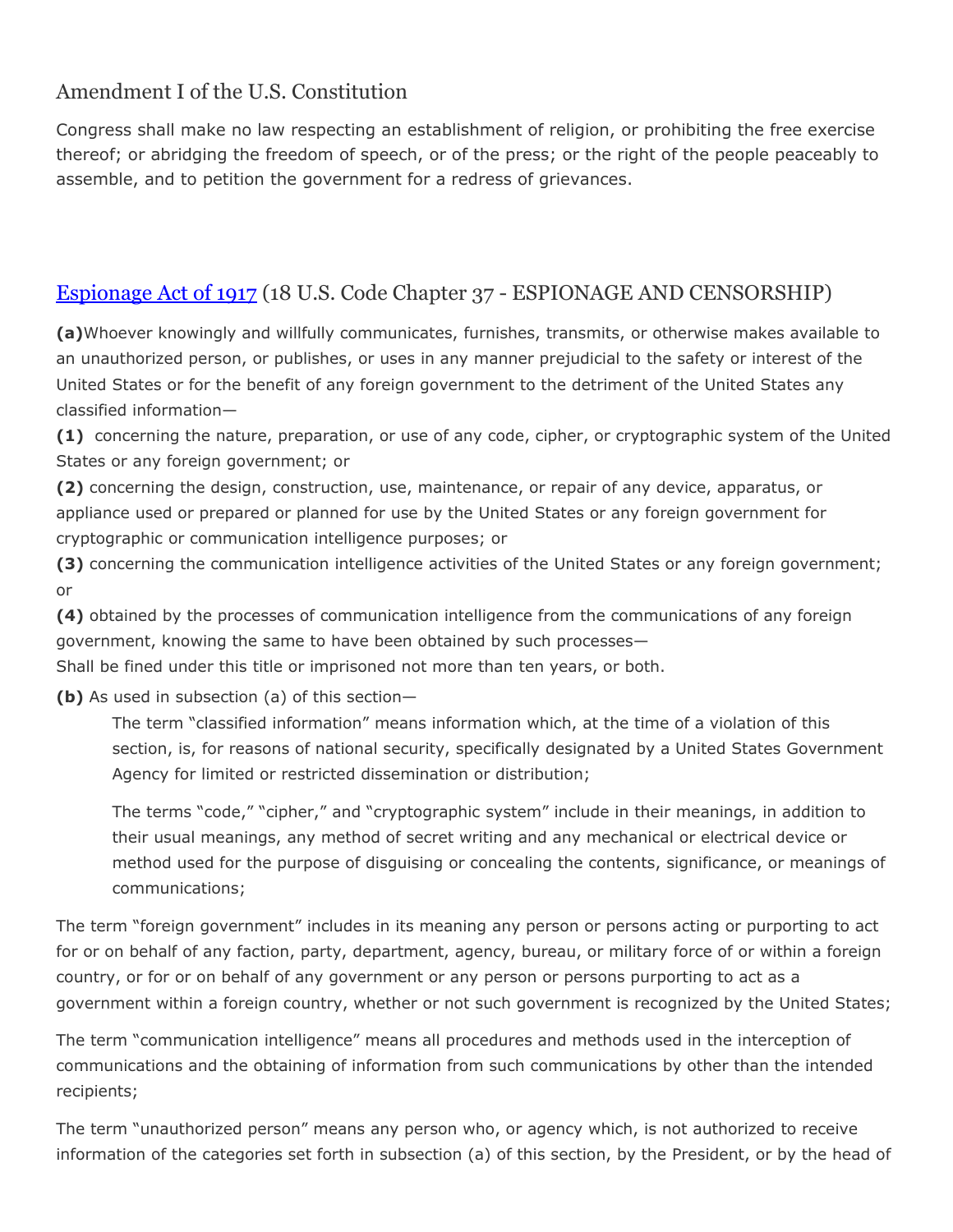## Amendment I of the U.S. Constitution

Congress shall make no law respecting an establishment of religion, or prohibiting the free exercise thereof; or abridging the freedom of speech, or of the press; or the right of the people peaceably to assemble, and to petition the government for a redress of grievances.

## Espionage Act of 1917 (18 U.S. Code Chapter 37 - ESPIONAGE AND CENSORSHIP)

**(a)** Whoever knowingly and willfully communicates, furnishes, transmits, or otherwise makes available to an unauthorized person, or publishes, or uses in any manner prejudicial to the safety or interest of the United States or for the benefit of any foreign government to the detriment of the United States any classified information—

**(1)** concerning the nature, preparation, or use of any code, cipher, or cryptographic system of the United States or any foreign government; or

**(2)** concerning the design, construction, use, maintenance, or repair of any device, apparatus, or appliance used or prepared or planned for use by the United States or any foreign government for cryptographic or communication intelligence purposes; or

**(3)** concerning the communication intelligence activities of the United States or any foreign government; or

**(4)** obtained by the processes of communication intelligence from the communications of any foreign government, knowing the same to have been obtained by such processes—

Shall be fined under this title or imprisoned not more than ten years, or both.

**(b)** As used in subsection (a) of this section—

> The term "classified information" means information which, at the time of a violation of this section, is, for reasons of national security, specifically designated by a United States Government Agency for limited or restricted dissemination or distribution;
>
> The terms "code," "cipher," and "cryptographic system" include in their meanings, in addition to their usual meanings, any method of secret writing and any mechanical or electrical device or method used for the purpose of disguising or concealing the contents, significance, or meanings of communications;

The term "foreign government" includes in its meaning any person or persons acting or purporting to act for or on behalf of any faction, party, department, agency, bureau, or military force of or within a foreign country, or for or on behalf of any government or any person or persons purporting to act as a government within a foreign country, whether or not such government is recognized by the United States;

The term "communication intelligence" means all procedures and methods used in the interception of communications and the obtaining of information from such communications by other than the intended recipients;

The term "unauthorized person" means any person who, or agency which, is not authorized to receive information of the categories set forth in subsection (a) of this section, by the President, or by the head of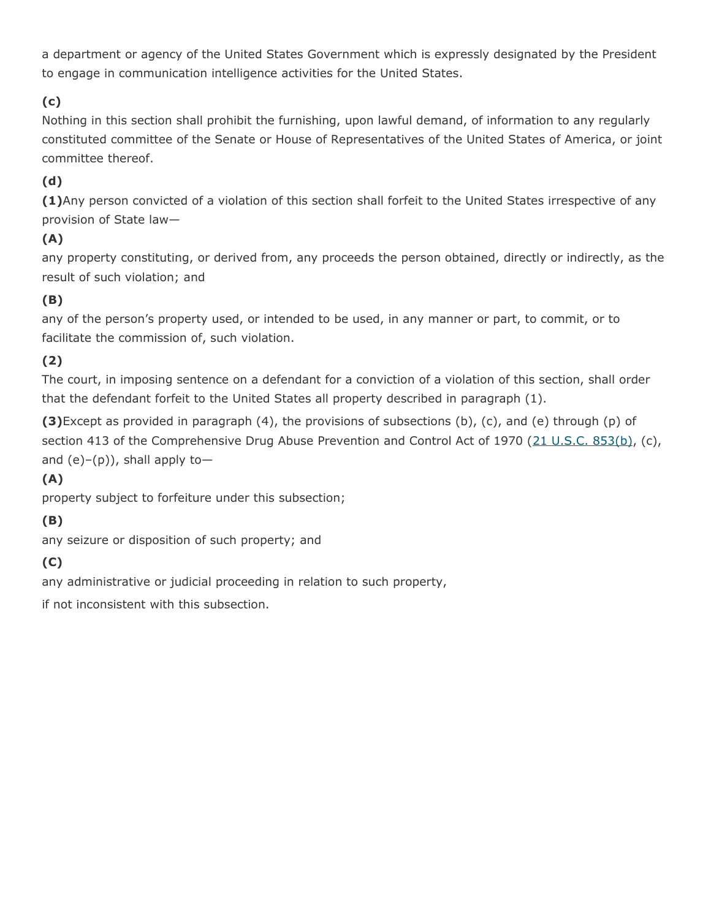a department or agency of the United States Government which is expressly designated by the President to engage in communication intelligence activities for the United States.

**(c)**

Nothing in this section shall prohibit the furnishing, upon lawful demand, of information to any regularly constituted committee of the Senate or House of Representatives of the United States of America, or joint committee thereof.

**(d)**

**(1)**Any person convicted of a violation of this section shall forfeit to the United States irrespective of any provision of State law—

**(A)**

any property constituting, or derived from, any proceeds the person obtained, directly or indirectly, as the result of such violation; and

**(B)**

any of the person's property used, or intended to be used, in any manner or part, to commit, or to facilitate the commission of, such violation.

**(2)**

The court, in imposing sentence on a defendant for a conviction of a violation of this section, shall order that the defendant forfeit to the United States all property described in paragraph (1).

**(3)**Except as provided in paragraph (4), the provisions of subsections (b), (c), and (e) through (p) of section 413 of the Comprehensive Drug Abuse Prevention and Control Act of 1970 (21 U.S.C. 853(b), (c), and (e)–(p)), shall apply to—

**(A)**

property subject to forfeiture under this subsection;

**(B)**

any seizure or disposition of such property; and

**(C)**

any administrative or judicial proceeding in relation to such property,

if not inconsistent with this subsection.